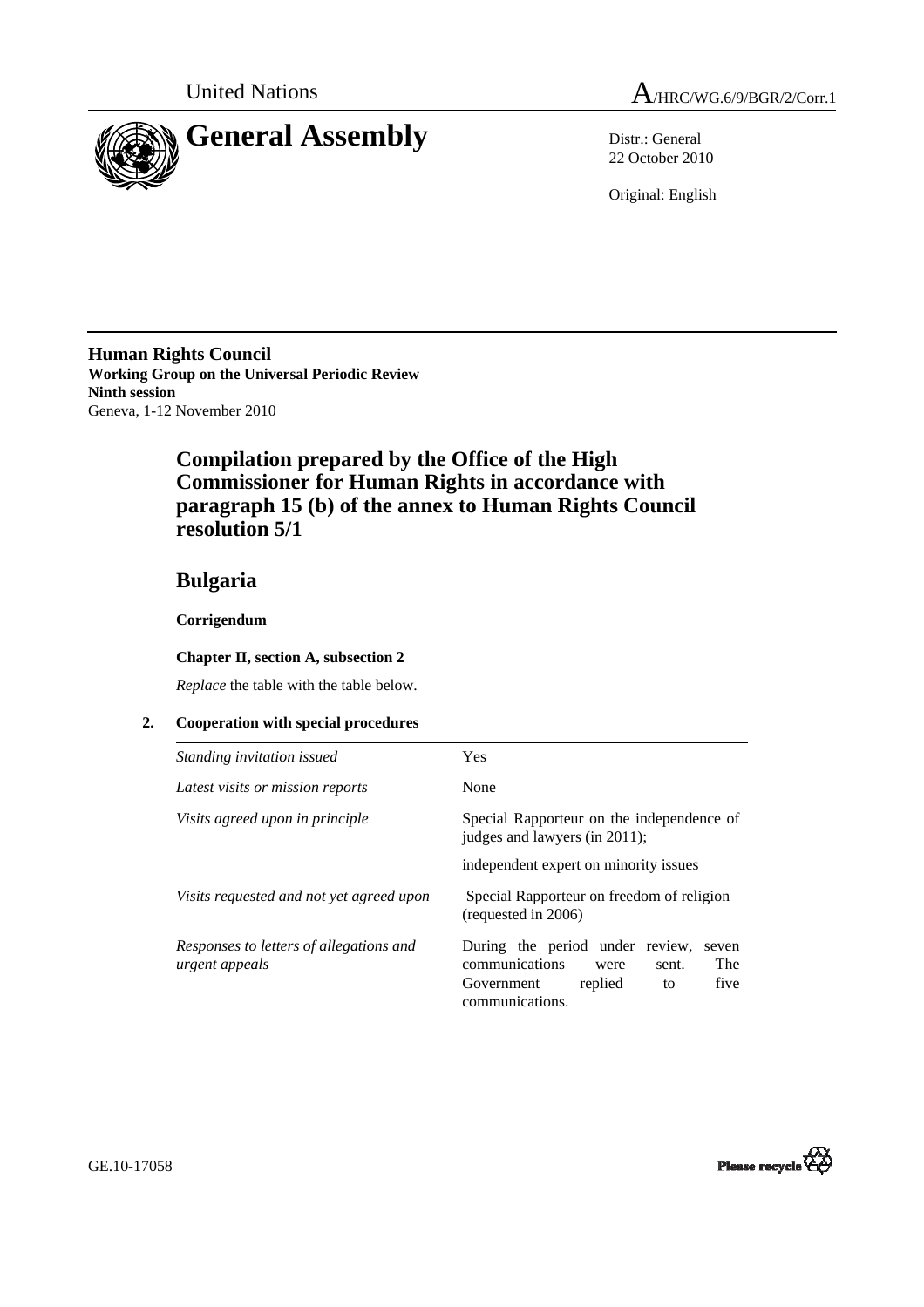United Nations

# General Assembly

A/HRC/WG.6/9/BGR/2/Corr.1

Distr.: General
22 October 2010

Original: English

**Human Rights Council**
**Working Group on the Universal Periodic Review**
**Ninth session**
Geneva, 1-12 November 2010

## Compilation prepared by the Office of the High Commissioner for Human Rights in accordance with paragraph 15 (b) of the annex to Human Rights Council resolution 5/1

## Bulgaria

**Corrigendum**

**Chapter II, section A, subsection 2**

*Replace* the table with the table below.

### 2. Cooperation with special procedures

| | |
|---|---|
| *Standing invitation issued* | Yes |
| *Latest visits or mission reports* | None |
| *Visits agreed upon in principle* | Special Rapporteur on the independence of judges and lawyers (in 2011); independent expert on minority issues |
| *Visits requested and not yet agreed upon* | Special Rapporteur on freedom of religion (requested in 2006) |
| *Responses to letters of allegations and urgent appeals* | During the period under review, seven communications were sent. The Government replied to five communications. |

GE.10-17058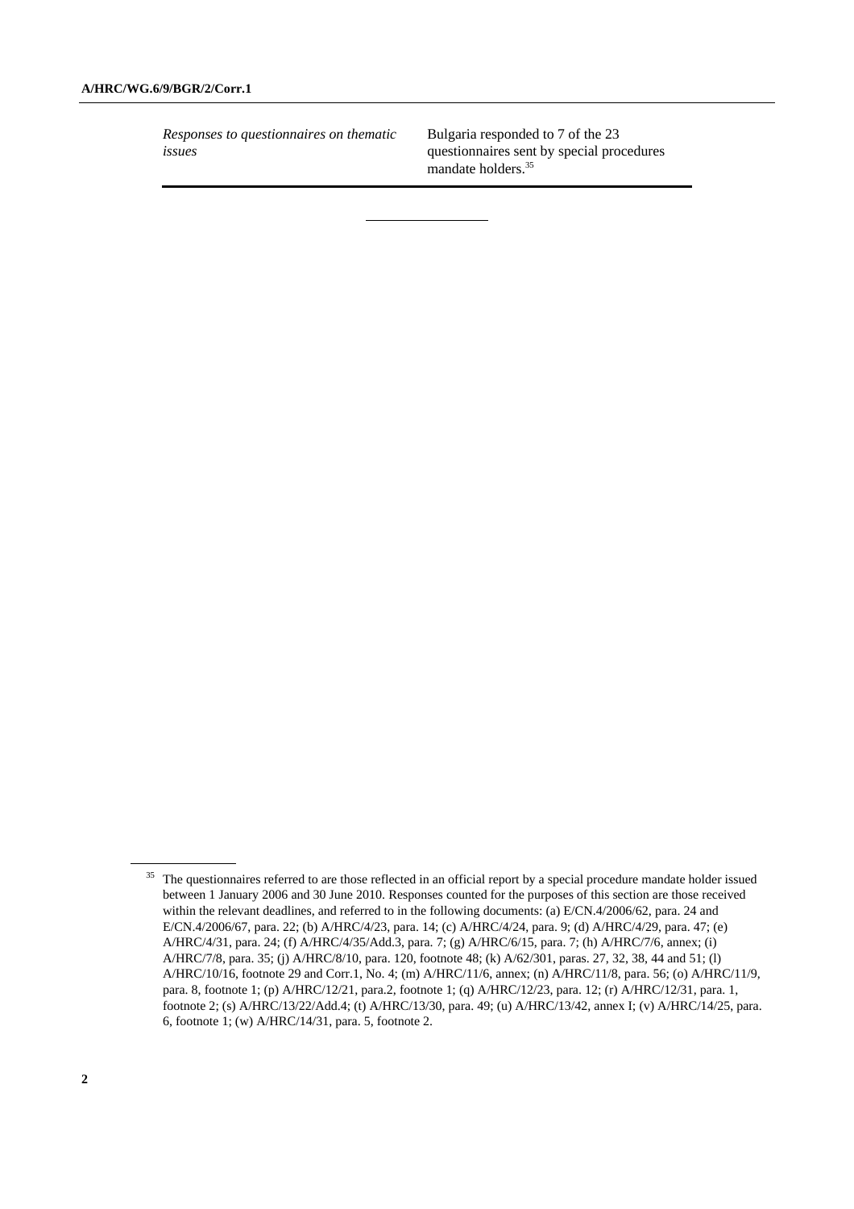| | |
|---|---|
| *Responses to questionnaires on thematic issues* | Bulgaria responded to 7 of the 23 questionnaires sent by special procedures mandate holders.[35] |

[35] The questionnaires referred to are those reflected in an official report by a special procedure mandate holder issued between 1 January 2006 and 30 June 2010. Responses counted for the purposes of this section are those received within the relevant deadlines, and referred to in the following documents: (a) E/CN.4/2006/62, para. 24 and E/CN.4/2006/67, para. 22; (b) A/HRC/4/23, para. 14; (c) A/HRC/4/24, para. 9; (d) A/HRC/4/29, para. 47; (e) A/HRC/4/31, para. 24; (f) A/HRC/4/35/Add.3, para. 7; (g) A/HRC/6/15, para. 7; (h) A/HRC/7/6, annex; (i) A/HRC/7/8, para. 35; (j) A/HRC/8/10, para. 120, footnote 48; (k) A/62/301, paras. 27, 32, 38, 44 and 51; (l) A/HRC/10/16, footnote 29 and Corr.1, No. 4; (m) A/HRC/11/6, annex; (n) A/HRC/11/8, para. 56; (o) A/HRC/11/9, para. 8, footnote 1; (p) A/HRC/12/21, para.2, footnote 1; (q) A/HRC/12/23, para. 12; (r) A/HRC/12/31, para. 1, footnote 2; (s) A/HRC/13/22/Add.4; (t) A/HRC/13/30, para. 49; (u) A/HRC/13/42, annex I; (v) A/HRC/14/25, para. 6, footnote 1; (w) A/HRC/14/31, para. 5, footnote 2.